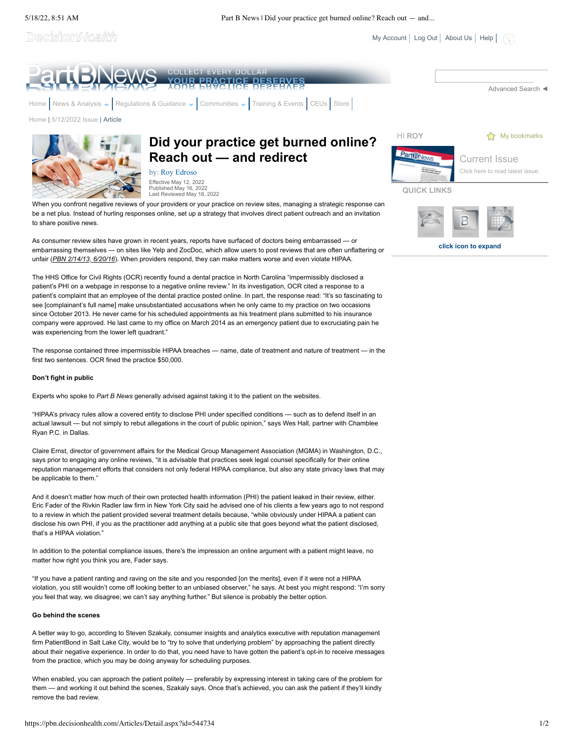# Did your practice get burned online? Reach out — and redirect

by: Roy Edroso

Effective May 12, 2022
Published May 16, 2022
Last Reviewed May 18, 2022

When you confront negative reviews of your providers or your practice on review sites, managing a strategic response can be a net plus. Instead of hurling responses online, set up a strategy that involves direct patient outreach and an invitation to share positive news.

As consumer review sites have grown in recent years, reports have surfaced of doctors being embarrassed — or embarrassing themselves — on sites like Yelp and ZocDoc, which allow users to post reviews that are often unflattering or unfair (*PBN 2/14/13, 6/20/16*). When providers respond, they can make matters worse and even violate HIPAA.

The HHS Office for Civil Rights (OCR) recently found a dental practice in North Carolina "impermissibly disclosed a patient's PHI on a webpage in response to a negative online review." In its investigation, OCR cited a response to a patient's complaint that an employee of the dental practice posted online. In part, the response read: "It's so fascinating to see [complainant's full name] make unsubstantiated accusations when he only came to my practice on two occasions since October 2013. He never came for his scheduled appointments as his treatment plans submitted to his insurance company were approved. He last came to my office on March 2014 as an emergency patient due to excruciating pain he was experiencing from the lower left quadrant."

The response contained three impermissible HIPAA breaches — name, date of treatment and nature of treatment — in the first two sentences. OCR fined the practice $50,000.

**Don't fight in public**

Experts who spoke to *Part B News* generally advised against taking it to the patient on the websites.

"HIPAA's privacy rules allow a covered entity to disclose PHI under specified conditions — such as to defend itself in an actual lawsuit — but not simply to rebut allegations in the court of public opinion," says Wes Hall, partner with Chamblee Ryan P.C. in Dallas.

Claire Ernst, director of government affairs for the Medical Group Management Association (MGMA) in Washington, D.C., says prior to engaging any online reviews, "it is advisable that practices seek legal counsel specifically for their online reputation management efforts that considers not only federal HIPAA compliance, but also any state privacy laws that may be applicable to them."

And it doesn't matter how much of their own protected health information (PHI) the patient leaked in their review, either. Eric Fader of the Rivkin Radler law firm in New York City said he advised one of his clients a few years ago to not respond to a review in which the patient provided several treatment details because, "while obviously under HIPAA a patient can disclose his own PHI, if you as the practitioner add anything at a public site that goes beyond what the patient disclosed, that's a HIPAA violation."

In addition to the potential compliance issues, there's the impression an online argument with a patient might leave, no matter how right you think you are, Fader says.

"If you have a patient ranting and raving on the site and you responded [on the merits], even if it were not a HIPAA violation, you still wouldn't come off looking better to an unbiased observer," he says. At best you might respond: "I'm sorry you feel that way, we disagree; we can't say anything further." But silence is probably the better option.

**Go behind the scenes**

A better way to go, according to Steven Szakaly, consumer insights and analytics executive with reputation management firm PatientBond in Salt Lake City, would be to "try to solve that underlying problem" by approaching the patient directly about their negative experience. In order to do that, you need have to have gotten the patient's opt-in to receive messages from the practice, which you may be doing anyway for scheduling purposes.

When enabled, you can approach the patient politely — preferably by expressing interest in taking care of the problem for them — and working it out behind the scenes, Szakaly says. Once that's achieved, you can ask the patient if they'll kindly remove the bad review.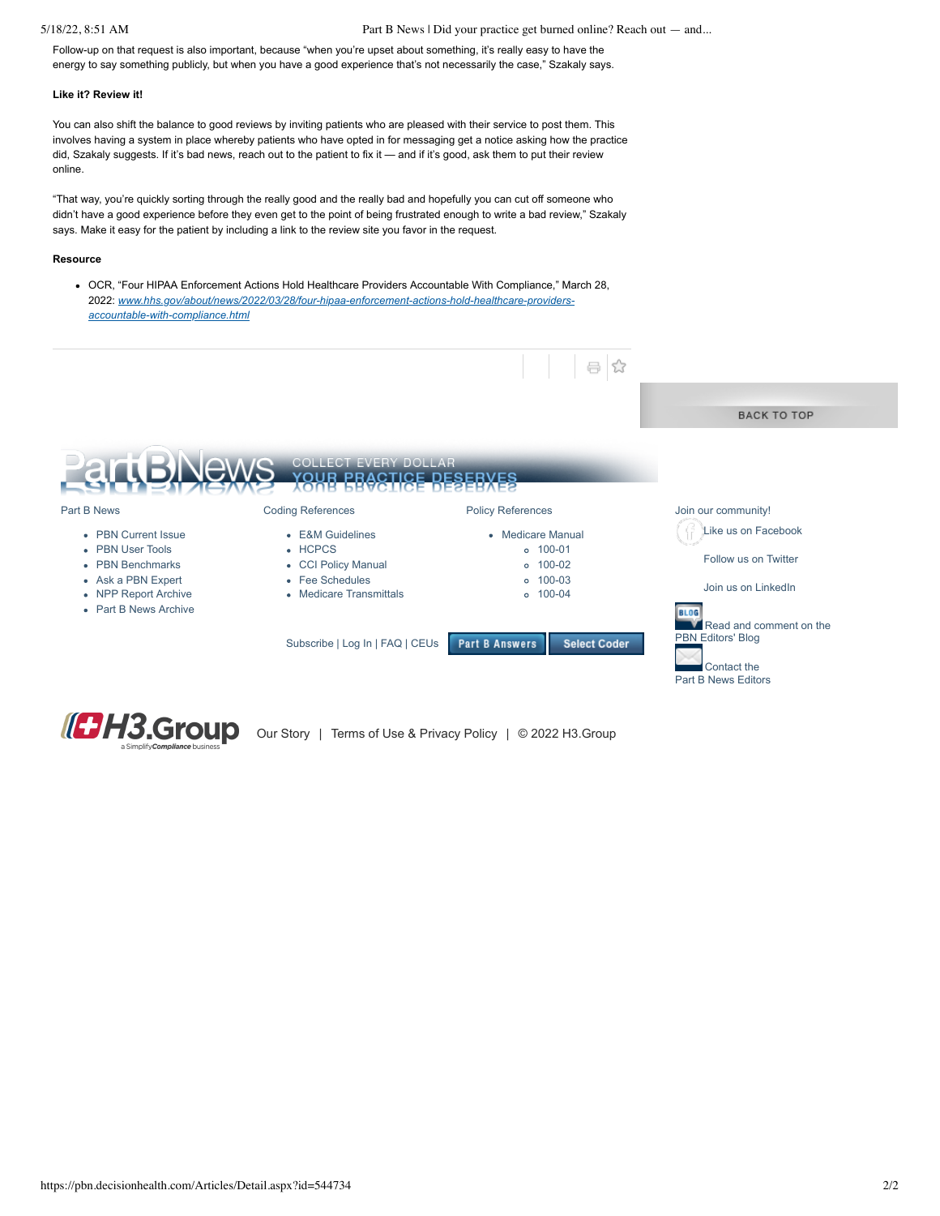Follow-up on that request is also important, because "when you're upset about something, it's really easy to have the energy to say something publicly, but when you have a good experience that's not necessarily the case," Szakaly says.

**Like it? Review it!**

You can also shift the balance to good reviews by inviting patients who are pleased with their service to post them. This involves having a system in place whereby patients who have opted in for messaging get a notice asking how the practice did, Szakaly suggests. If it's bad news, reach out to the patient to fix it — and if it's good, ask them to put their review online.

"That way, you're quickly sorting through the really good and the really bad and hopefully you can cut off someone who didn't have a good experience before they even get to the point of being frustrated enough to write a bad review," Szakaly says. Make it easy for the patient by including a link to the review site you favor in the request.

**Resource**

- OCR, "Four HIPAA Enforcement Actions Hold Healthcare Providers Accountable With Compliance," March 28, 2022: *www.hhs.gov/about/news/2022/03/28/four-hipaa-enforcement-actions-hold-healthcare-providers-accountable-with-compliance.html*

BACK TO TOP

PartBNews COLLECT EVERY DOLLAR YOUR PRACTICE DESERVES

Part B News

- PBN Current Issue
- PBN User Tools
- PBN Benchmarks
- Ask a PBN Expert
- NPP Report Archive
- Part B News Archive

Coding References

- E&M Guidelines
- HCPCS
- CCI Policy Manual
- Fee Schedules
- Medicare Transmittals

Policy References

- Medicare Manual
  - 100-01
  - 100-02
  - 100-03
  - 100-04

Join our community!

Like us on Facebook

Follow us on Twitter

Join us on LinkedIn

Read and comment on the PBN Editors' Blog

Contact the Part B News Editors

Subscribe | Log In | FAQ | CEUs Part B Answers Select Coder

H3.Group a SimplifyCompliance business Our Story | Terms of Use & Privacy Policy | © 2022 H3.Group